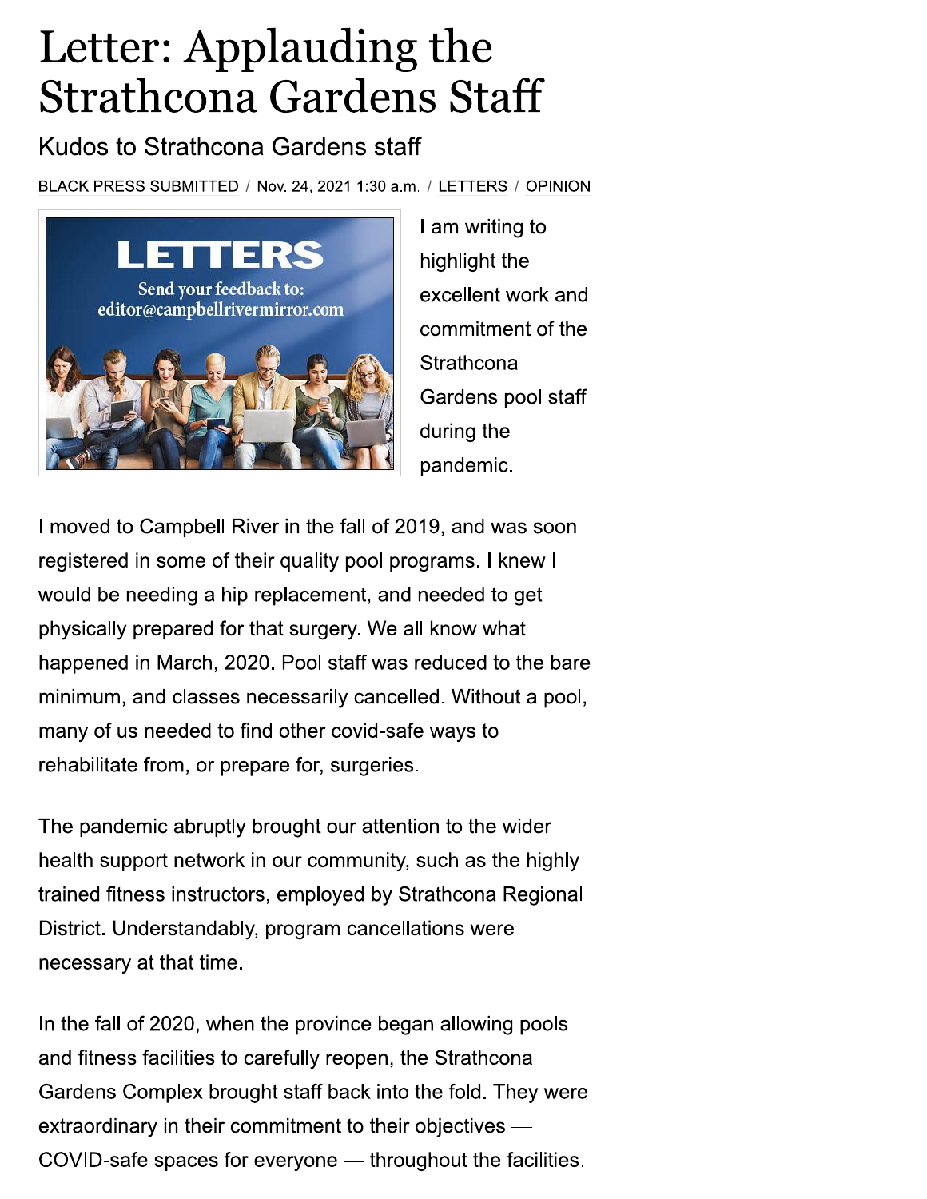# Letter: Applauding the Strathcona Gardens Staff

## Kudos to Strathcona Gardens staff

BLACK PRESS SUBMITTED / Nov. 24, 2021 1:30 a.m. / LETTERS / OPINION

I am writing to highlight the excellent work and commitment of the Strathcona Gardens pool staff during the pandemic.

I moved to Campbell River in the fall of 2019, and was soon registered in some of their quality pool programs. I knew I would be needing a hip replacement, and needed to get physically prepared for that surgery. We all know what happened in March, 2020. Pool staff was reduced to the bare minimum, and classes necessarily cancelled. Without a pool, many of us needed to find other covid-safe ways to rehabilitate from, or prepare for, surgeries.

The pandemic abruptly brought our attention to the wider health support network in our community, such as the highly trained fitness instructors, employed by Strathcona Regional District. Understandably, program cancellations were necessary at that time.

In the fall of 2020, when the province began allowing pools and fitness facilities to carefully reopen, the Strathcona Gardens Complex brought staff back into the fold. They were extraordinary in their commitment to their objectives — COVID-safe spaces for everyone — throughout the facilities.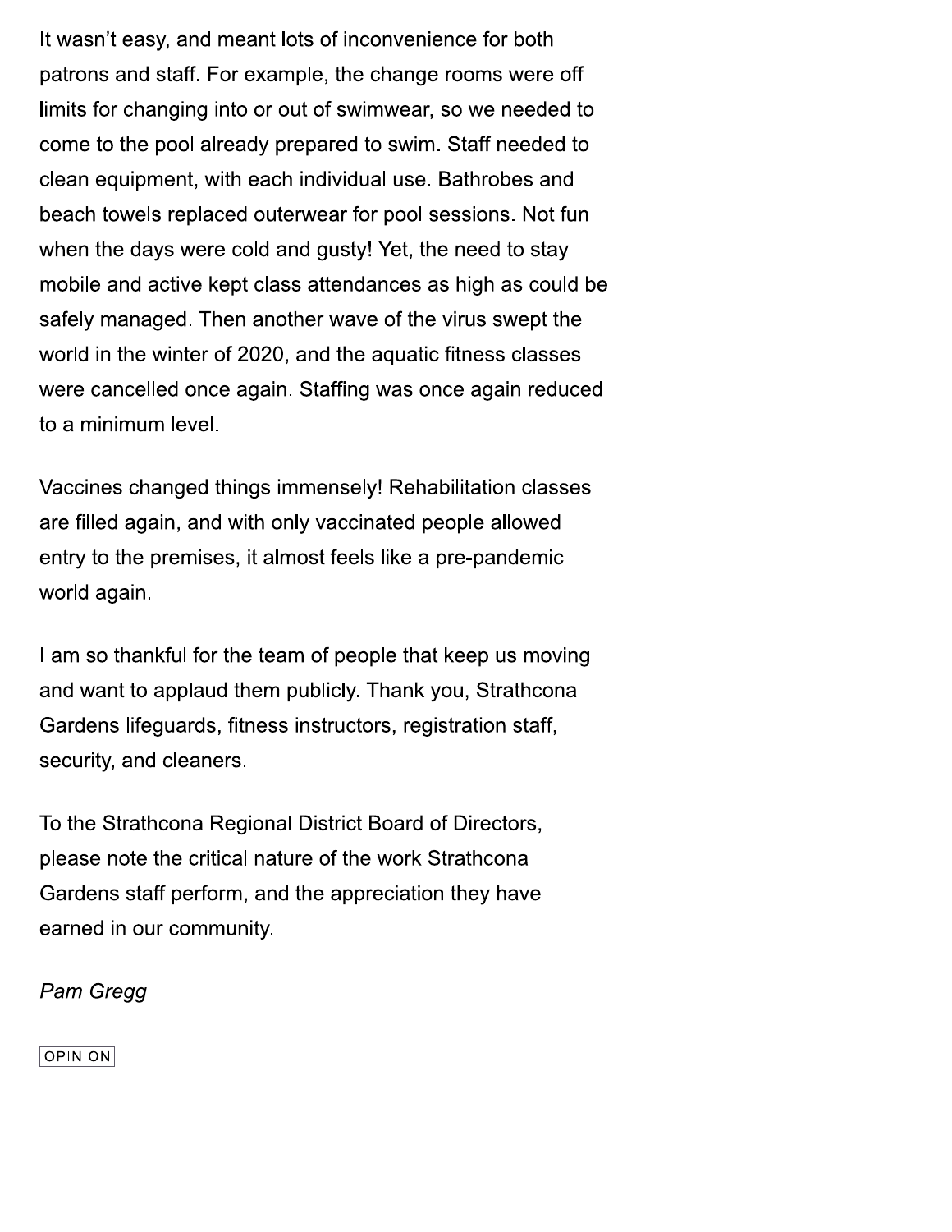It wasn't easy, and meant lots of inconvenience for both patrons and staff. For example, the change rooms were off limits for changing into or out of swimwear, so we needed to come to the pool already prepared to swim. Staff needed to clean equipment, with each individual use. Bathrobes and beach towels replaced outerwear for pool sessions. Not fun when the days were cold and gusty! Yet, the need to stay mobile and active kept class attendances as high as could be safely managed. Then another wave of the virus swept the world in the winter of 2020, and the aquatic fitness classes were cancelled once again. Staffing was once again reduced to a minimum level.

Vaccines changed things immensely! Rehabilitation classes are filled again, and with only vaccinated people allowed entry to the premises, it almost feels like a pre-pandemic world again.

I am so thankful for the team of people that keep us moving and want to applaud them publicly. Thank you, Strathcona Gardens lifeguards, fitness instructors, registration staff, security, and cleaners.

To the Strathcona Regional District Board of Directors, please note the critical nature of the work Strathcona Gardens staff perform, and the appreciation they have earned in our community.

*Pam Gregg*

OPINION